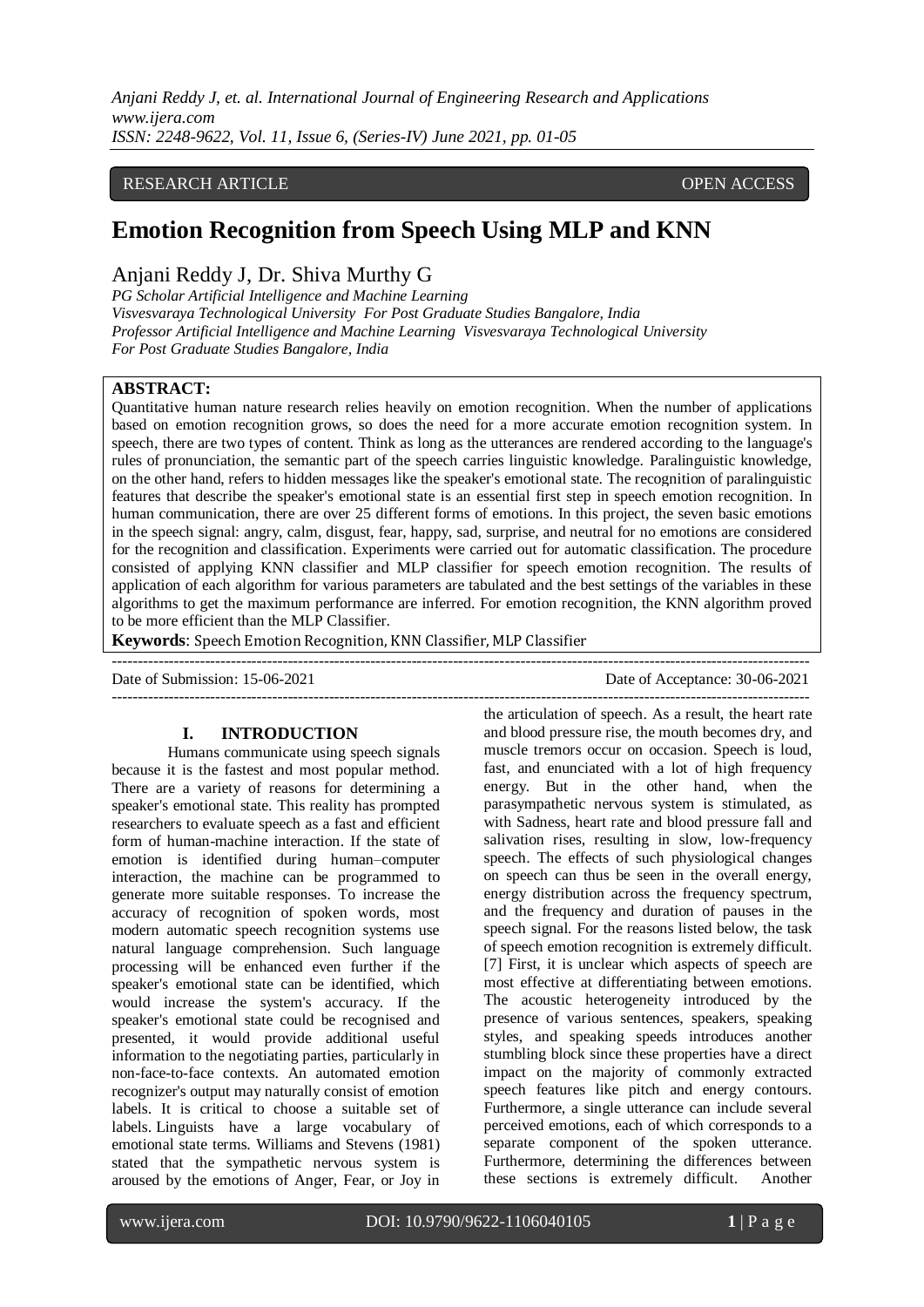RESEARCH ARTICLE OPEN ACCESS

# Emotion Recognition from Speech Using MLP and KNN

Anjani Reddy J, Dr. Shiva Murthy G

*PG Scholar Artificial Intelligence and Machine Learning*
*Visvesvaraya Technological University For Post Graduate Studies Bangalore, India*
*Professor Artificial Intelligence and Machine Learning Visvesvaraya Technological University For Post Graduate Studies Bangalore, India*

**ABSTRACT:**

Quantitative human nature research relies heavily on emotion recognition. When the number of applications based on emotion recognition grows, so does the need for a more accurate emotion recognition system. In speech, there are two types of content. Think as long as the utterances are rendered according to the language's rules of pronunciation, the semantic part of the speech carries linguistic knowledge. Paralinguistic knowledge, on the other hand, refers to hidden messages like the speaker's emotional state. The recognition of paralinguistic features that describe the speaker's emotional state is an essential first step in speech emotion recognition. In human communication, there are over 25 different forms of emotions. In this project, the seven basic emotions in the speech signal: angry, calm, disgust, fear, happy, sad, surprise, and neutral for no emotions are considered for the recognition and classification. Experiments were carried out for automatic classification. The procedure consisted of applying KNN classifier and MLP classifier for speech emotion recognition. The results of application of each algorithm for various parameters are tabulated and the best settings of the variables in these algorithms to get the maximum performance are inferred. For emotion recognition, the KNN algorithm proved to be more efficient than the MLP Classifier.

**Keywords**: Speech Emotion Recognition, KNN Classifier, MLP Classifier

Date of Submission: 15-06-2021 Date of Acceptance: 30-06-2021

## I. INTRODUCTION

Humans communicate using speech signals because it is the fastest and most popular method. There are a variety of reasons for determining a speaker's emotional state. This reality has prompted researchers to evaluate speech as a fast and efficient form of human-machine interaction. If the state of emotion is identified during human–computer interaction, the machine can be programmed to generate more suitable responses. To increase the accuracy of recognition of spoken words, most modern automatic speech recognition systems use natural language comprehension. Such language processing will be enhanced even further if the speaker's emotional state can be identified, which would increase the system's accuracy. If the speaker's emotional state could be recognised and presented, it would provide additional useful information to the negotiating parties, particularly in non-face-to-face contexts. An automated emotion recognizer's output may naturally consist of emotion labels. It is critical to choose a suitable set of labels. Linguists have a large vocabulary of emotional state terms. Williams and Stevens (1981) stated that the sympathetic nervous system is aroused by the emotions of Anger, Fear, or Joy in the articulation of speech. As a result, the heart rate and blood pressure rise, the mouth becomes dry, and muscle tremors occur on occasion. Speech is loud, fast, and enunciated with a lot of high frequency energy. But in the other hand, when the parasympathetic nervous system is stimulated, as with Sadness, heart rate and blood pressure fall and salivation rises, resulting in slow, low-frequency speech. The effects of such physiological changes on speech can thus be seen in the overall energy, energy distribution across the frequency spectrum, and the frequency and duration of pauses in the speech signal. For the reasons listed below, the task of speech emotion recognition is extremely difficult. [7] First, it is unclear which aspects of speech are most effective at differentiating between emotions. The acoustic heterogeneity introduced by the presence of various sentences, speakers, speaking styles, and speaking speeds introduces another stumbling block since these properties have a direct impact on the majority of commonly extracted speech features like pitch and energy contours. Furthermore, a single utterance can include several perceived emotions, each of which corresponds to a separate component of the spoken utterance. Furthermore, determining the differences between these sections is extremely difficult. Another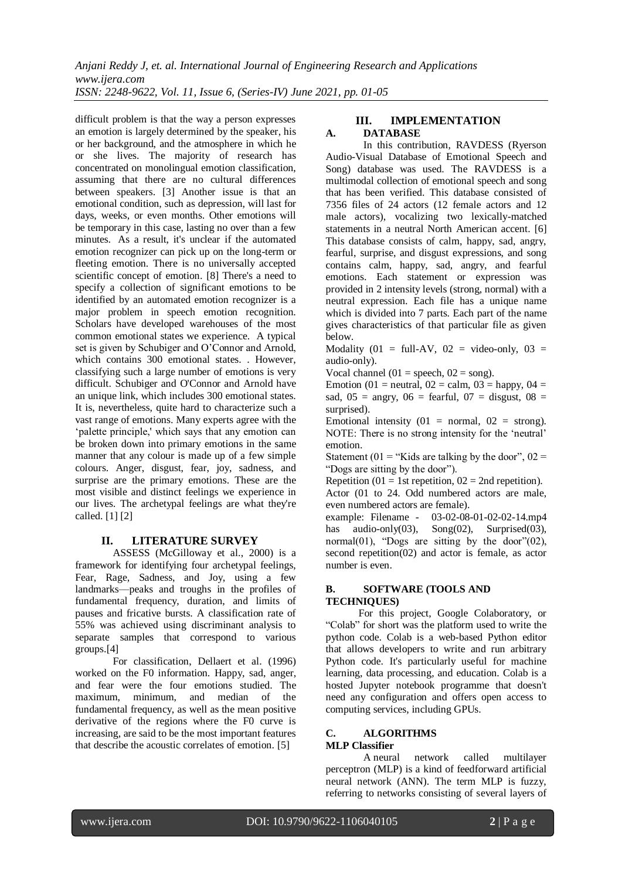difficult problem is that the way a person expresses an emotion is largely determined by the speaker, his or her background, and the atmosphere in which he or she lives. The majority of research has concentrated on monolingual emotion classification, assuming that there are no cultural differences between speakers. [3] Another issue is that an emotional condition, such as depression, will last for days, weeks, or even months. Other emotions will be temporary in this case, lasting no over than a few minutes. As a result, it's unclear if the automated emotion recognizer can pick up on the long-term or fleeting emotion. There is no universally accepted scientific concept of emotion. [8] There's a need to specify a collection of significant emotions to be identified by an automated emotion recognizer is a major problem in speech emotion recognition. Scholars have developed warehouses of the most common emotional states we experience. A typical set is given by Schubiger and O'Connor and Arnold, which contains 300 emotional states. . However, classifying such a large number of emotions is very difficult. Schubiger and O'Connor and Arnold have an unique link, which includes 300 emotional states. It is, nevertheless, quite hard to characterize such a vast range of emotions. Many experts agree with the 'palette principle,' which says that any emotion can be broken down into primary emotions in the same manner that any colour is made up of a few simple colours. Anger, disgust, fear, joy, sadness, and surprise are the primary emotions. These are the most visible and distinct feelings we experience in our lives. The archetypal feelings are what they're called. [1] [2]

## II. LITERATURE SURVEY

ASSESS (McGilloway et al., 2000) is a framework for identifying four archetypal feelings, Fear, Rage, Sadness, and Joy, using a few landmarks—peaks and troughs in the profiles of fundamental frequency, duration, and limits of pauses and fricative bursts. A classification rate of 55% was achieved using discriminant analysis to separate samples that correspond to various groups.[4]

For classification, Dellaert et al. (1996) worked on the F0 information. Happy, sad, anger, and fear were the four emotions studied. The maximum, minimum, and median of the fundamental frequency, as well as the mean positive derivative of the regions where the F0 curve is increasing, are said to be the most important features that describe the acoustic correlates of emotion. [5]

## III. IMPLEMENTATION

### A. DATABASE

In this contribution, RAVDESS (Ryerson Audio-Visual Database of Emotional Speech and Song) database was used. The RAVDESS is a multimodal collection of emotional speech and song that has been verified. This database consisted of 7356 files of 24 actors (12 female actors and 12 male actors), vocalizing two lexically-matched statements in a neutral North American accent. [6] This database consists of calm, happy, sad, angry, fearful, surprise, and disgust expressions, and song contains calm, happy, sad, angry, and fearful emotions. Each statement or expression was provided in 2 intensity levels (strong, normal) with a neutral expression. Each file has a unique name which is divided into 7 parts. Each part of the name gives characteristics of that particular file as given below.

Modality (01 = full-AV, 02 = video-only, 03 = audio-only).

Vocal channel (01 = speech, 02 = song).

Emotion (01 = neutral, 02 = calm, 03 = happy, 04 = sad, 05 = angry, 06 = fearful, 07 = disgust, 08 = surprised).

Emotional intensity (01 = normal, 02 = strong). NOTE: There is no strong intensity for the 'neutral' emotion.

Statement (01 = "Kids are talking by the door", 02 = "Dogs are sitting by the door").

Repetition (01 = 1st repetition, 02 = 2nd repetition).

Actor (01 to 24. Odd numbered actors are male, even numbered actors are female).

example: Filename - 03-02-08-01-02-02-14.mp4 has audio-only(03), Song(02), Surprised(03), normal(01), "Dogs are sitting by the door"(02), second repetition(02) and actor is female, as actor number is even.

### B. SOFTWARE (TOOLS AND TECHNIQUES)

For this project, Google Colaboratory, or "Colab" for short was the platform used to write the python code. Colab is a web-based Python editor that allows developers to write and run arbitrary Python code. It's particularly useful for machine learning, data processing, and education. Colab is a hosted Jupyter notebook programme that doesn't need any configuration and offers open access to computing services, including GPUs.

### C. ALGORITHMS

**MLP Classifier**

A neural network called multilayer perceptron (MLP) is a kind of feedforward artificial neural network (ANN). The term MLP is fuzzy, referring to networks consisting of several layers of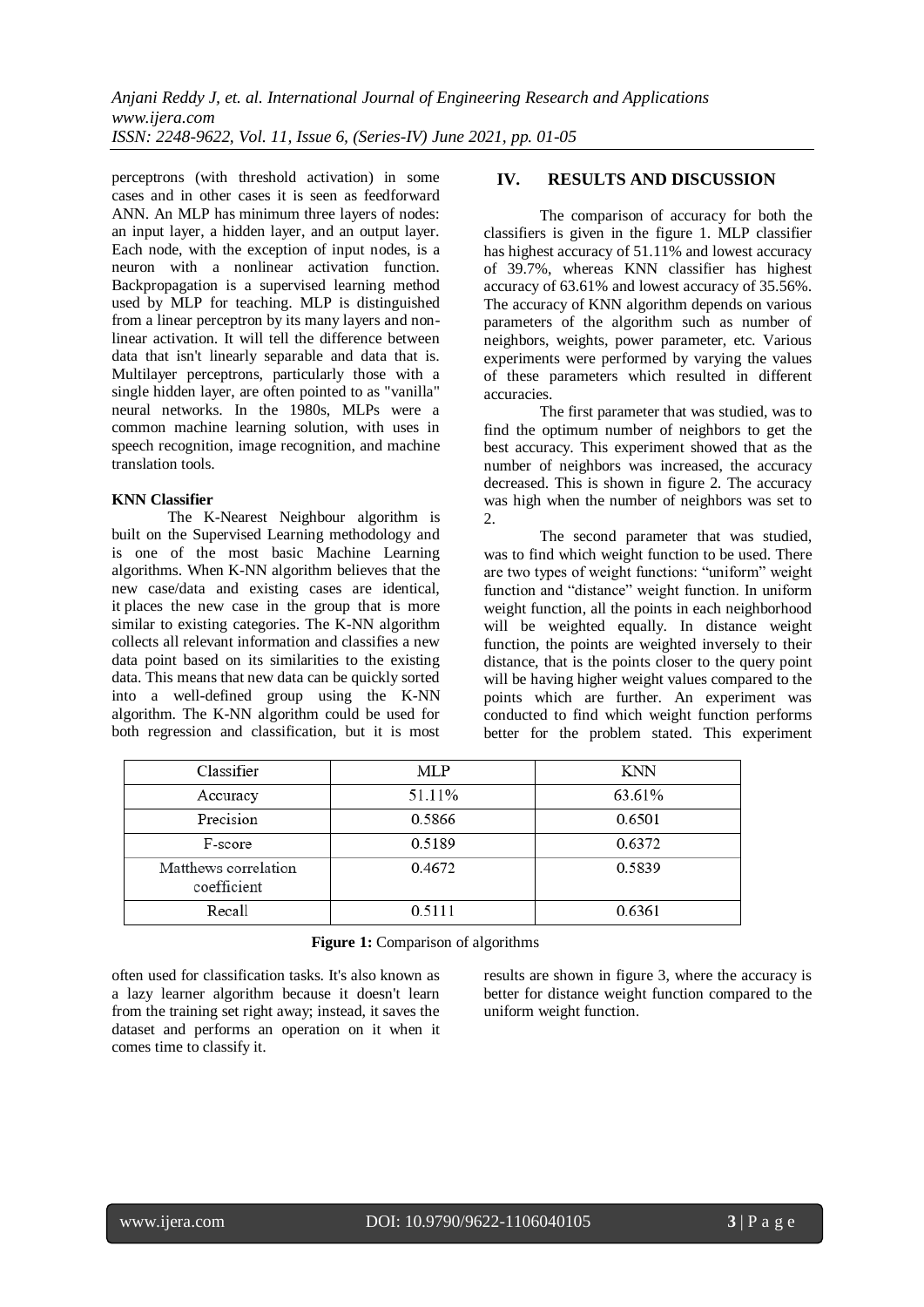perceptrons (with threshold activation) in some cases and in other cases it is seen as feedforward ANN. An MLP has minimum three layers of nodes: an input layer, a hidden layer, and an output layer. Each node, with the exception of input nodes, is a neuron with a nonlinear activation function. Backpropagation is a supervised learning method used by MLP for teaching. MLP is distinguished from a linear perceptron by its many layers and non-linear activation. It will tell the difference between data that isn't linearly separable and data that is. Multilayer perceptrons, particularly those with a single hidden layer, are often pointed to as "vanilla" neural networks. In the 1980s, MLPs were a common machine learning solution, with uses in speech recognition, image recognition, and machine translation tools.

**KNN Classifier**

The K-Nearest Neighbour algorithm is built on the Supervised Learning methodology and is one of the most basic Machine Learning algorithms. When K-NN algorithm believes that the new case/data and existing cases are identical, it places the new case in the group that is more similar to existing categories. The K-NN algorithm collects all relevant information and classifies a new data point based on its similarities to the existing data. This means that new data can be quickly sorted into a well-defined group using the K-NN algorithm. The K-NN algorithm could be used for both regression and classification, but it is most often used for classification tasks. It's also known as a lazy learner algorithm because it doesn't learn from the training set right away; instead, it saves the dataset and performs an operation on it when it comes time to classify it.

## IV. RESULTS AND DISCUSSION

The comparison of accuracy for both the classifiers is given in the figure 1. MLP classifier has highest accuracy of 51.11% and lowest accuracy of 39.7%, whereas KNN classifier has highest accuracy of 63.61% and lowest accuracy of 35.56%. The accuracy of KNN algorithm depends on various parameters of the algorithm such as number of neighbors, weights, power parameter, etc. Various experiments were performed by varying the values of these parameters which resulted in different accuracies.

The first parameter that was studied, was to find the optimum number of neighbors to get the best accuracy. This experiment showed that as the number of neighbors was increased, the accuracy decreased. This is shown in figure 2. The accuracy was high when the number of neighbors was set to 2.

The second parameter that was studied, was to find which weight function to be used. There are two types of weight functions: "uniform" weight function and "distance" weight function. In uniform weight function, all the points in each neighborhood will be weighted equally. In distance weight function, the points are weighted inversely to their distance, that is the points closer to the query point will be having higher weight values compared to the points which are further. An experiment was conducted to find which weight function performs better for the problem stated. This experiment results are shown in figure 3, where the accuracy is better for distance weight function compared to the uniform weight function.

| Classifier | MLP | KNN |
|---|---|---|
| Accuracy | 51.11% | 63.61% |
| Precision | 0.5866 | 0.6501 |
| F-score | 0.5189 | 0.6372 |
| Matthews correlation coefficient | 0.4672 | 0.5839 |
| Recall | 0.5111 | 0.6361 |

**Figure 1:** Comparison of algorithms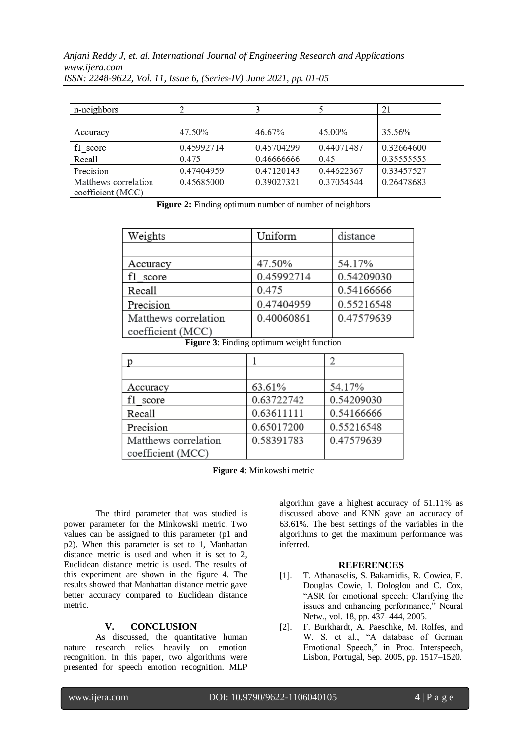| n-neighbors | 2 | 3 | 5 | 21 |
| --- | --- | --- | --- | --- |
| | | | | |
| Accuracy | 47.50% | 46.67% | 45.00% | 35.56% |
| f1_score | 0.45992714 | 0.45704299 | 0.44071487 | 0.32664600 |
| Recall | 0.475 | 0.46666666 | 0.45 | 0.35555555 |
| Precision | 0.47404959 | 0.47120143 | 0.44622367 | 0.33457527 |
| Matthews correlation coefficient (MCC) | 0.45685000 | 0.39027321 | 0.37054544 | 0.26478683 |

**Figure 2:** Finding optimum number of number of neighbors

| Weights | Uniform | distance |
| --- | --- | --- |
| | | |
| Accuracy | 47.50% | 54.17% |
| f1_score | 0.45992714 | 0.54209030 |
| Recall | 0.475 | 0.54166666 |
| Precision | 0.47404959 | 0.55216548 |
| Matthews correlation coefficient (MCC) | 0.40060861 | 0.47579639 |

**Figure 3**: Finding optimum weight function

| p | 1 | 2 |
| --- | --- | --- |
| | | |
| Accuracy | 63.61% | 54.17% |
| f1_score | 0.63722742 | 0.54209030 |
| Recall | 0.63611111 | 0.54166666 |
| Precision | 0.65017200 | 0.55216548 |
| Matthews correlation coefficient (MCC) | 0.58391783 | 0.47579639 |

**Figure 4**: Minkowshi metric

The third parameter that was studied is power parameter for the Minkowski metric. Two values can be assigned to this parameter (p1 and p2). When this parameter is set to 1, Manhattan distance metric is used and when it is set to 2, Euclidean distance metric is used. The results of this experiment are shown in the figure 4. The results showed that Manhattan distance metric gave better accuracy compared to Euclidean distance metric.

## V. CONCLUSION

As discussed, the quantitative human nature research relies heavily on emotion recognition. In this paper, two algorithms were presented for speech emotion recognition. MLP algorithm gave a highest accuracy of 51.11% as discussed above and KNN gave an accuracy of 63.61%. The best settings of the variables in the algorithms to get the maximum performance was inferred.

## REFERENCES

[1]. T. Athanaselis, S. Bakamidis, R. Cowiea, E. Douglas Cowie, I. Dologlou and C. Cox, "ASR for emotional speech: Clarifying the issues and enhancing performance," Neural Netw., vol. 18, pp. 437–444, 2005.

[2]. F. Burkhardt, A. Paeschke, M. Rolfes, and W. S. et al., "A database of German Emotional Speech," in Proc. Interspeech, Lisbon, Portugal, Sep. 2005, pp. 1517–1520.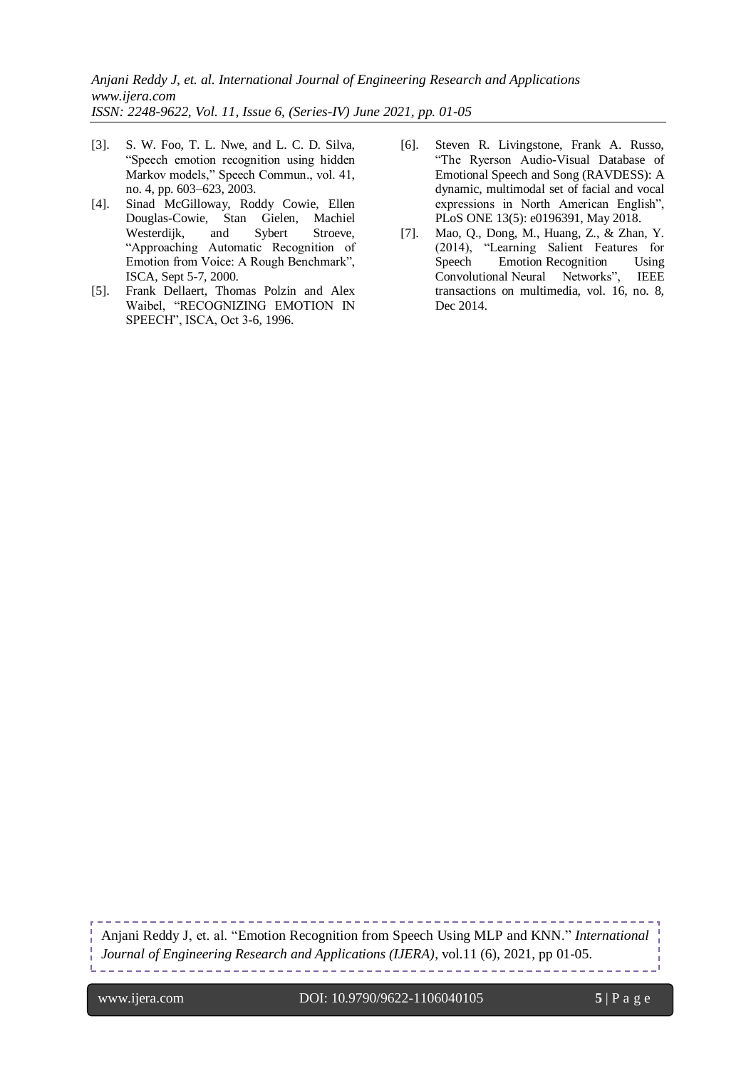[3]. S. W. Foo, T. L. Nwe, and L. C. D. Silva, "Speech emotion recognition using hidden Markov models," Speech Commun., vol. 41, no. 4, pp. 603–623, 2003.

[4]. Sinad McGilloway, Roddy Cowie, Ellen Douglas-Cowie, Stan Gielen, Machiel Westerdijk, and Sybert Stroeve, "Approaching Automatic Recognition of Emotion from Voice: A Rough Benchmark", ISCA, Sept 5-7, 2000.

[5]. Frank Dellaert, Thomas Polzin and Alex Waibel, "RECOGNIZING EMOTION IN SPEECH", ISCA, Oct 3-6, 1996.

[6]. Steven R. Livingstone, Frank A. Russo, "The Ryerson Audio-Visual Database of Emotional Speech and Song (RAVDESS): A dynamic, multimodal set of facial and vocal expressions in North American English", PLoS ONE 13(5): e0196391, May 2018.

[7]. Mao, Q., Dong, M., Huang, Z., & Zhan, Y. (2014), "Learning Salient Features for Speech Emotion Recognition Using Convolutional Neural Networks", IEEE transactions on multimedia, vol. 16, no. 8, Dec 2014.

Anjani Reddy J, et. al. "Emotion Recognition from Speech Using MLP and KNN." *International Journal of Engineering Research and Applications (IJERA)*, vol.11 (6), 2021, pp 01-05.